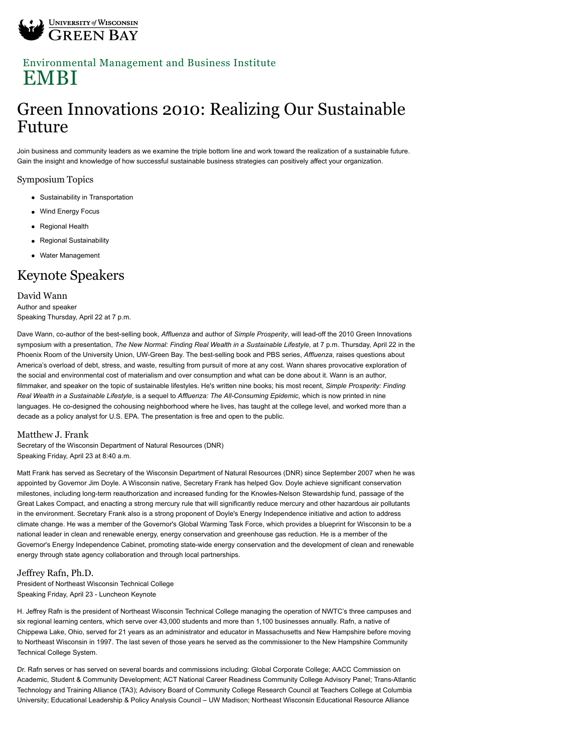University *of* Wisconsin
Green Bay

Environmental Management and Business Institute

EMBI

# Green Innovations 2010: Realizing Our Sustainable Future

Join business and community leaders as we examine the triple bottom line and work toward the realization of a sustainable future. Gain the insight and knowledge of how successful sustainable business strategies can positively affect your organization.

### Symposium Topics

- Sustainability in Transportation
- Wind Energy Focus
- Regional Health
- Regional Sustainability
- Water Management

## Keynote Speakers

### David Wann

Author and speaker
Speaking Thursday, April 22 at 7 p.m.

Dave Wann, co-author of the best-selling book, *Affluenza* and author of *Simple Prosperity*, will lead-off the 2010 Green Innovations symposium with a presentation, *The New Normal: Finding Real Wealth in a Sustainable Lifestyle*, at 7 p.m. Thursday, April 22 in the Phoenix Room of the University Union, UW-Green Bay. The best-selling book and PBS series, *Affluenza*, raises questions about America's overload of debt, stress, and waste, resulting from pursuit of more at any cost. Wann shares provocative exploration of the social and environmental cost of materialism and over consumption and what can be done about it. Wann is an author, filmmaker, and speaker on the topic of sustainable lifestyles. He's written nine books; his most recent, *Simple Prosperity: Finding Real Wealth in a Sustainable Lifestyle*, is a sequel to *Affluenza: The All-Consuming Epidemic*, which is now printed in nine languages. He co-designed the cohousing neighborhood where he lives, has taught at the college level, and worked more than a decade as a policy analyst for U.S. EPA. The presentation is free and open to the public.

### Matthew J. Frank

Secretary of the Wisconsin Department of Natural Resources (DNR)
Speaking Friday, April 23 at 8:40 a.m.

Matt Frank has served as Secretary of the Wisconsin Department of Natural Resources (DNR) since September 2007 when he was appointed by Governor Jim Doyle. A Wisconsin native, Secretary Frank has helped Gov. Doyle achieve significant conservation milestones, including long-term reauthorization and increased funding for the Knowles-Nelson Stewardship fund, passage of the Great Lakes Compact, and enacting a strong mercury rule that will significantly reduce mercury and other hazardous air pollutants in the environment. Secretary Frank also is a strong proponent of Doyle's Energy Independence initiative and action to address climate change. He was a member of the Governor's Global Warming Task Force, which provides a blueprint for Wisconsin to be a national leader in clean and renewable energy, energy conservation and greenhouse gas reduction. He is a member of the Governor's Energy Independence Cabinet, promoting state-wide energy conservation and the development of clean and renewable energy through state agency collaboration and through local partnerships.

### Jeffrey Rafn, Ph.D.

President of Northeast Wisconsin Technical College
Speaking Friday, April 23 - Luncheon Keynote

H. Jeffrey Rafn is the president of Northeast Wisconsin Technical College managing the operation of NWTC's three campuses and six regional learning centers, which serve over 43,000 students and more than 1,100 businesses annually. Rafn, a native of Chippewa Lake, Ohio, served for 21 years as an administrator and educator in Massachusetts and New Hampshire before moving to Northeast Wisconsin in 1997. The last seven of those years he served as the commissioner to the New Hampshire Community Technical College System.

Dr. Rafn serves or has served on several boards and commissions including: Global Corporate College; AACC Commission on Academic, Student & Community Development; ACT National Career Readiness Community College Advisory Panel; Trans-Atlantic Technology and Training Alliance (TA3); Advisory Board of Community College Research Council at Teachers College at Columbia University; Educational Leadership & Policy Analysis Council – UW Madison; Northeast Wisconsin Educational Resource Alliance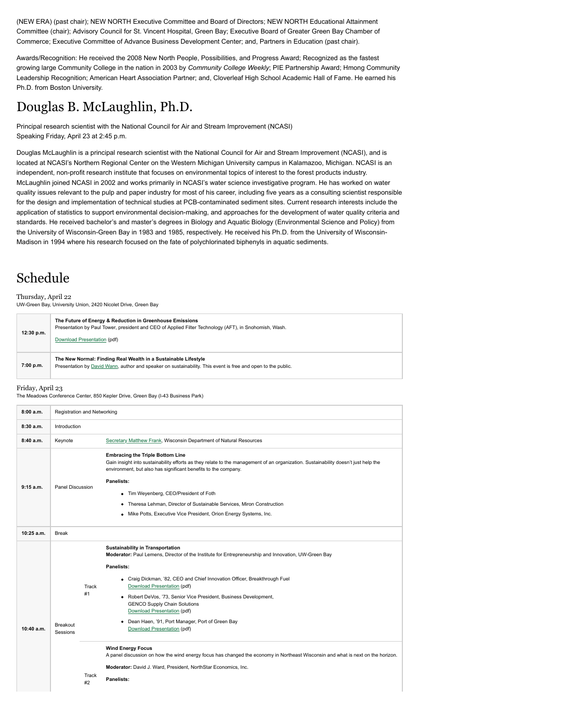(NEW ERA) (past chair); NEW NORTH Executive Committee and Board of Directors; NEW NORTH Educational Attainment Committee (chair); Advisory Council for St. Vincent Hospital, Green Bay; Executive Board of Greater Green Bay Chamber of Commerce; Executive Committee of Advance Business Development Center; and, Partners in Education (past chair).

Awards/Recognition: He received the 2008 New North People, Possibilities, and Progress Award; Recognized as the fastest growing large Community College in the nation in 2003 by *Community College Weekly*; PIE Partnership Award; Hmong Community Leadership Recognition; American Heart Association Partner; and, Cloverleaf High School Academic Hall of Fame. He earned his Ph.D. from Boston University.

# Douglas B. McLaughlin, Ph.D.

Principal research scientist with the National Council for Air and Stream Improvement (NCASI)
Speaking Friday, April 23 at 2:45 p.m.

Douglas McLaughlin is a principal research scientist with the National Council for Air and Stream Improvement (NCASI), and is located at NCASI's Northern Regional Center on the Western Michigan University campus in Kalamazoo, Michigan. NCASI is an independent, non-profit research institute that focuses on environmental topics of interest to the forest products industry. McLaughlin joined NCASI in 2002 and works primarily in NCASI's water science investigative program. He has worked on water quality issues relevant to the pulp and paper industry for most of his career, including five years as a consulting scientist responsible for the design and implementation of technical studies at PCB-contaminated sediment sites. Current research interests include the application of statistics to support environmental decision-making, and approaches for the development of water quality criteria and standards. He received bachelor's and master's degrees in Biology and Aquatic Biology (Environmental Science and Policy) from the University of Wisconsin-Green Bay in 1983 and 1985, respectively. He received his Ph.D. from the University of Wisconsin-Madison in 1994 where his research focused on the fate of polychlorinated biphenyls in aquatic sediments.

# Schedule

Thursday, April 22
UW-Green Bay, University Union, 2420 Nicolet Drive, Green Bay

| | |
|---|---|
| 12:30 p.m. | **The Future of Energy & Reduction in Greenhouse Emissions**<br>Presentation by Paul Tower, president and CEO of Applied Filter Technology (AFT), in Snohomish, Wash.<br>Download Presentation (pdf) |
| 7:00 p.m. | **The New Normal: Finding Real Wealth in a Sustainable Lifestyle**<br>Presentation by David Wann, author and speaker on sustainability. This event is free and open to the public. |

Friday, April 23
The Meadows Conference Center, 850 Kepler Drive, Green Bay (I-43 Business Park)

| | | | |
|---|---|---|---|
| 8:00 a.m. | Registration and Networking | | |
| 8:30 a.m. | Introduction | | |
| 8:40 a.m. | Keynote | | Secretary Matthew Frank, Wisconsin Department of Natural Resources |
| 9:15 a.m. | Panel Discussion | | **Embracing the Triple Bottom Line**<br>Gain insight into sustainability efforts as they relate to the management of an organization. Sustainability doesn't just help the environment, but also has significant benefits to the company.<br>**Panelists:**<br>• Tim Weyenberg, CEO/President of Foth<br>• Theresa Lehman, Director of Sustainable Services, Miron Construction<br>• Mike Potts, Executive Vice President, Orion Energy Systems, Inc. |
| 10:25 a.m. | Break | | |
| 10:40 a.m. | Breakout Sessions | Track #1 | **Sustainability in Transportation**<br>**Moderator:** Paul Lemens, Director of the Institute for Entrepreneurship and Innovation, UW-Green Bay<br>**Panelists:**<br>• Craig Dickman, '82, CEO and Chief Innovation Officer, Breakthrough Fuel Download Presentation (pdf)<br>• Robert DeVos, '73, Senior Vice President, Business Development, GENCO Supply Chain Solutions Download Presentation (pdf)<br>• Dean Haen, '91, Port Manager, Port of Green Bay Download Presentation (pdf) |
| | | Track #2 | **Wind Energy Focus**<br>A panel discussion on how the wind energy focus has changed the economy in Northeast Wisconsin and what is next on the horizon.<br>**Moderator:** David J. Ward, President, NorthStar Economics, Inc.<br>**Panelists:** |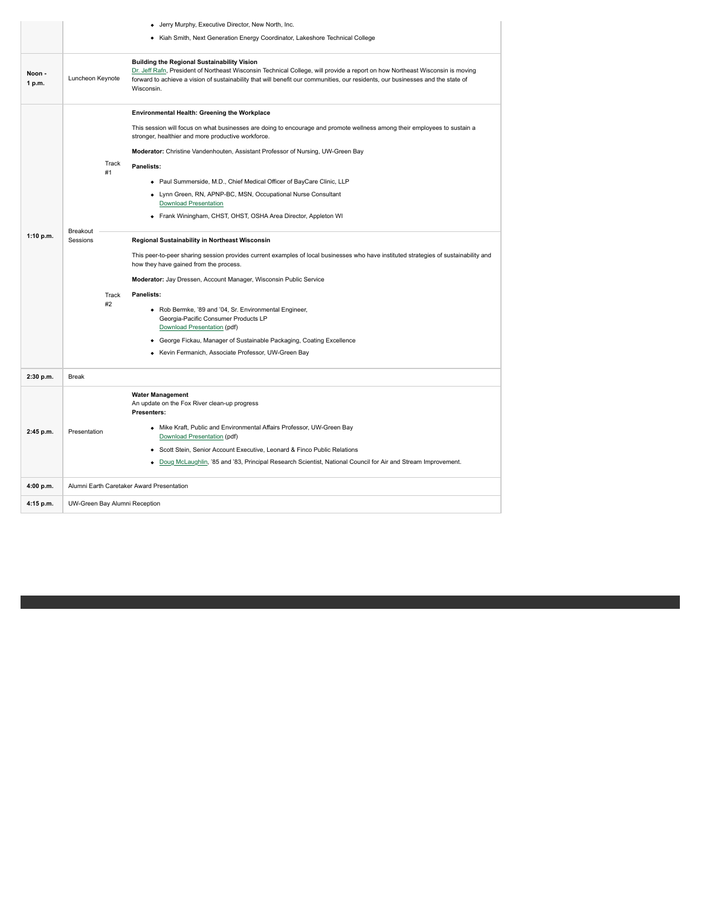| | | |
|---|---|---|
| | | • Jerry Murphy, Executive Director, New North, Inc.<br>• Kiah Smith, Next Generation Energy Coordinator, Lakeshore Technical College |
| **Noon - 1 p.m.** | Luncheon Keynote | **Building the Regional Sustainability Vision**<br>Dr. Jeff Rafn, President of Northeast Wisconsin Technical College, will provide a report on how Northeast Wisconsin is moving forward to achieve a vision of sustainability that will benefit our communities, our residents, our businesses and the state of Wisconsin. |
| **1:10 p.m.** | Breakout Sessions — Track #1 | **Environmental Health: Greening the Workplace**<br>This session will focus on what businesses are doing to encourage and promote wellness among their employees to sustain a stronger, healthier and more productive workforce.<br>**Moderator:** Christine Vandenhouten, Assistant Professor of Nursing, UW-Green Bay<br>**Panelists:**<br>• Paul Summerside, M.D., Chief Medical Officer of BayCare Clinic, LLP<br>• Lynn Green, RN, APNP-BC, MSN, Occupational Nurse Consultant Download Presentation<br>• Frank Winingham, CHST, OHST, OSHA Area Director, Appleton WI |
| | Breakout Sessions — Track #2 | **Regional Sustainability in Northeast Wisconsin**<br>This peer-to-peer sharing session provides current examples of local businesses who have instituted strategies of sustainability and how they have gained from the process.<br>**Moderator:** Jay Dressen, Account Manager, Wisconsin Public Service<br>**Panelists:**<br>• Rob Bermke, '89 and '04, Sr. Environmental Engineer, Georgia-Pacific Consumer Products LP Download Presentation (pdf)<br>• George Fickau, Manager of Sustainable Packaging, Coating Excellence<br>• Kevin Fermanich, Associate Professor, UW-Green Bay |
| **2:30 p.m.** | Break | |
| **2:45 p.m.** | Presentation | **Water Management**<br>An update on the Fox River clean-up progress<br>**Presenters:**<br>• Mike Kraft, Public and Environmental Affairs Professor, UW-Green Bay Download Presentation (pdf)<br>• Scott Stein, Senior Account Executive, Leonard & Finco Public Relations<br>• Doug McLaughlin, '85 and '83, Principal Research Scientist, National Council for Air and Stream Improvement. |
| **4:00 p.m.** | Alumni Earth Caretaker Award Presentation | |
| **4:15 p.m.** | UW-Green Bay Alumni Reception | |